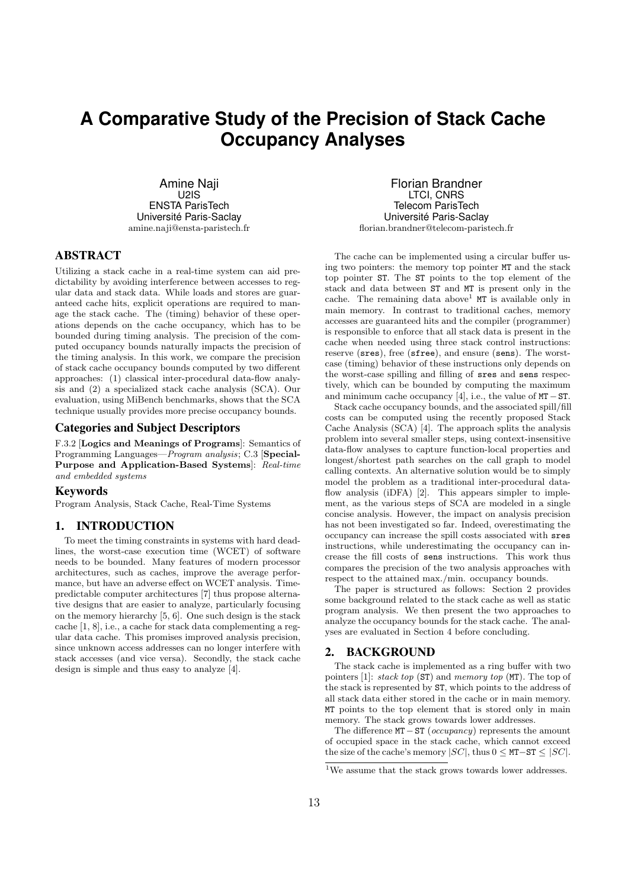# A Comparative Study of the Precision of Stack Cache Occupancy Analyses

Amine Naji
U2IS
ENSTA ParisTech
Université Paris-Saclay
amine.naji@ensta-paristech.fr

Florian Brandner
LTCI, CNRS
Telecom ParisTech
Université Paris-Saclay
florian.brandner@telecom-paristech.fr

## ABSTRACT

Utilizing a stack cache in a real-time system can aid predictability by avoiding interference between accesses to regular data and stack data. While loads and stores are guaranteed cache hits, explicit operations are required to manage the stack cache. The (timing) behavior of these operations depends on the cache occupancy, which has to be bounded during timing analysis. The precision of the computed occupancy bounds naturally impacts the precision of the timing analysis. In this work, we compare the precision of stack cache occupancy bounds computed by two different approaches: (1) classical inter-procedural data-flow analysis and (2) a specialized stack cache analysis (SCA). Our evaluation, using MiBench benchmarks, shows that the SCA technique usually provides more precise occupancy bounds.

### Categories and Subject Descriptors

F.3.2 [**Logics and Meanings of Programs**]: Semantics of Programming Languages—*Program analysis*; C.3 [**Special-Purpose and Application-Based Systems**]: *Real-time and embedded systems*

### Keywords

Program Analysis, Stack Cache, Real-Time Systems

## 1. INTRODUCTION

To meet the timing constraints in systems with hard deadlines, the worst-case execution time (WCET) of software needs to be bounded. Many features of modern processor architectures, such as caches, improve the average performance, but have an adverse effect on WCET analysis. Time-predictable computer architectures [7] thus propose alternative designs that are easier to analyze, particularly focusing on the memory hierarchy [5, 6]. One such design is the stack cache [1, 8], i.e., a cache for stack data complementing a regular data cache. This promises improved analysis precision, since unknown access addresses can no longer interfere with stack accesses (and vice versa). Secondly, the stack cache design is simple and thus easy to analyze [4].

The cache can be implemented using a circular buffer using two pointers: the memory top pointer `MT` and the stack top pointer `ST`. The `ST` points to the top element of the stack and data between `ST` and `MT` is present only in the cache. The remaining data above[1] `MT` is available only in main memory. In contrast to traditional caches, memory accesses are guaranteed hits and the compiler (programmer) is responsible to enforce that all stack data is present in the cache when needed using three stack control instructions: reserve (`sres`), free (`sfree`), and ensure (`sens`). The worst-case (timing) behavior of these instructions only depends on the worst-case spilling and filling of `sres` and `sens` respectively, which can be bounded by computing the maximum and minimum cache occupancy [4], i.e., the value of `MT` − `ST`.

Stack cache occupancy bounds, and the associated spill/fill costs can be computed using the recently proposed Stack Cache Analysis (SCA) [4]. The approach splits the analysis problem into several smaller steps, using context-insensitive data-flow analyses to capture function-local properties and longest/shortest path searches on the call graph to model calling contexts. An alternative solution would be to simply model the problem as a traditional inter-procedural data-flow analysis (iDFA) [2]. This appears simpler to implement, as the various steps of SCA are modeled in a single concise analysis. However, the impact on analysis precision has not been investigated so far. Indeed, overestimating the occupancy can increase the spill costs associated with `sres` instructions, while underestimating the occupancy can increase the fill costs of `sens` instructions. This work thus compares the precision of the two analysis approaches with respect to the attained max./min. occupancy bounds.

The paper is structured as follows: Section 2 provides some background related to the stack cache as well as static program analysis. We then present the two approaches to analyze the occupancy bounds for the stack cache. The analyses are evaluated in Section 4 before concluding.

## 2. BACKGROUND

The stack cache is implemented as a ring buffer with two pointers [1]: *stack top* (`ST`) and *memory top* (`MT`). The top of the stack is represented by `ST`, which points to the address of all stack data either stored in the cache or in main memory. `MT` points to the top element that is stored only in main memory. The stack grows towards lower addresses.

The difference `MT` − `ST` (*occupancy*) represents the amount of occupied space in the stack cache, which cannot exceed the size of the cache's memory $|SC|$, thus $0 \leq$ `MT`−`ST` $\leq |SC|$.

[1] We assume that the stack grows towards lower addresses.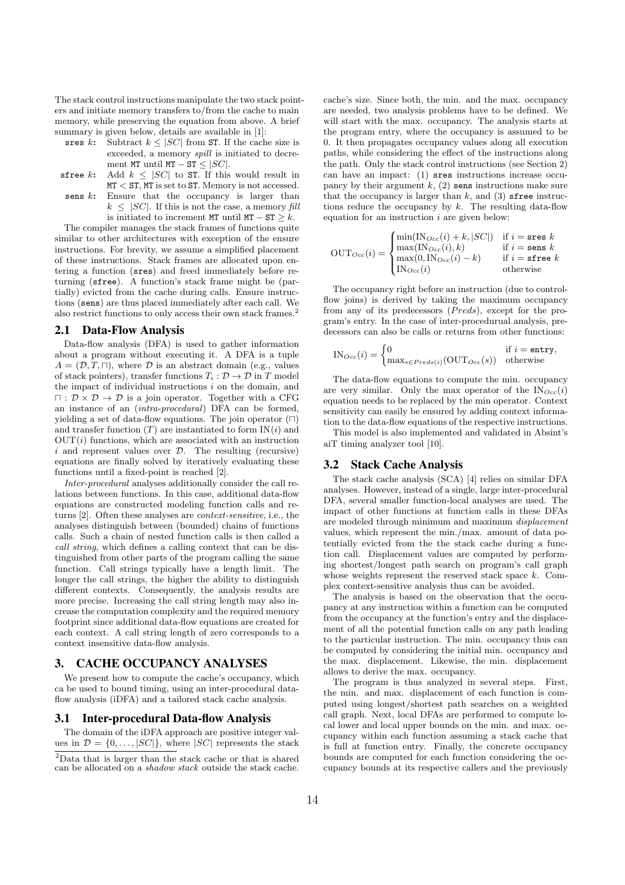The stack control instructions manipulate the two stack pointers and initiate memory transfers to/from the cache to main memory, while preserving the equation from above. A brief summary is given below, details are available in [1]:

- `sres` $k$: Subtract $k \leq |SC|$ from ST. If the cache size is exceeded, a memory *spill* is initiated to decrement MT until $\texttt{MT} - \texttt{ST} \leq |SC|$.
- `sfree` $k$: Add $k \leq |SC|$ to ST. If this would result in $\texttt{MT} < \texttt{ST}$, MT is set to ST. Memory is not accessed.
- `sens` $k$: Ensure that the occupancy is larger than $k \leq |SC|$. If this is not the case, a memory *fill* is initiated to increment MT until $\texttt{MT} - \texttt{ST} \geq k$.

The compiler manages the stack frames of functions quite similar to other architectures with exception of the ensure instructions. For brevity, we assume a simplified placement of these instructions. Stack frames are allocated upon entering a function (`sres`) and freed immediately before returning (`sfree`). A function's stack frame might be (partially) evicted from the cache during calls. Ensure instructions (`sens`) are thus placed immediately after each call. We also restrict functions to only access their own stack frames.[2]

[2]Data that is larger than the stack cache or that is shared can be allocated on a *shadow stack* outside the stack cache.

## 2.1 Data-Flow Analysis

Data-flow analysis (DFA) is used to gather information about a program without executing it. A DFA is a tuple $A = (\mathcal{D}, T, \sqcap)$, where $\mathcal{D}$ is an abstract domain (e.g., values of stack pointers), transfer functions $T_i : \mathcal{D} \rightarrow \mathcal{D}$ in $T$ model the impact of individual instructions $i$ on the domain, and $\sqcap : \mathcal{D} \times \mathcal{D} \rightarrow \mathcal{D}$ is a join operator. Together with a CFG an instance of an (*intra-procedural*) DFA can be formed, yielding a set of data-flow equations. The join operator ($\sqcap$) and transfer function ($T$) are instantiated to form $\text{IN}(i)$ and $\text{OUT}(i)$ functions, which are associated with an instruction $i$ and represent values over $\mathcal{D}$. The resulting (recursive) equations are finally solved by iteratively evaluating these functions until a fixed-point is reached [2].

*Inter-procedural* analyses additionally consider the call relations between functions. In this case, additional data-flow equations are constructed modeling function calls and returns [2]. Often these analyses are *context-sensitive*, i.e., the analyses distinguish between (bounded) chains of functions calls. Such a chain of nested function calls is then called a *call string*, which defines a calling context that can be distinguished from other parts of the program calling the same function. Call strings typically have a length limit. The longer the call strings, the higher the ability to distinguish different contexts. Consequently, the analysis results are more precise. Increasing the call string length may also increase the computation complexity and the required memory footprint since additional data-flow equations are created for each context. A call string length of zero corresponds to a context insensitive data-flow analysis.

# 3. CACHE OCCUPANCY ANALYSES

We present how to compute the cache's occupancy, which ca be used to bound timing, using an inter-procedural data-flow analysis (iDFA) and a tailored stack cache analysis.

## 3.1 Inter-procedural Data-flow Analysis

The domain of the iDFA approach are positive integer values in $\mathcal{D} = \{0, \ldots, |SC|\}$, where $|SC|$ represents the stack cache's size. Since both, the min. and the max. occupancy are needed, two analysis problems have to be defined. We will start with the max. occupancy. The analysis starts at the program entry, where the occupancy is assumed to be 0. It then propagates occupancy values along all execution paths, while considering the effect of the instructions along the path. Only the stack control instructions (see Section 2) can have an impact: (1) `sres` instructions increase occupancy by their argument $k$, (2) `sens` instructions make sure that the occupancy is larger than $k$, and (3) `sfree` instructions reduce the occupancy by $k$. The resulting data-flow equation for an instruction $i$ are given below:

$$
\text{OUT}_{Occ}(i) = \begin{cases} \min(\text{IN}_{Occ}(i) + k, |SC|) & \text{if } i = \texttt{sres } k \\ \max(\text{IN}_{Occ}(i), k) & \text{if } i = \texttt{sens } k \\ \max(0, \text{IN}_{Occ}(i) - k) & \text{if } i = \texttt{sfree } k \\ \text{IN}_{Occ}(i) & \text{otherwise} \end{cases}
$$

The occupancy right before an instruction (due to control-flow joins) is derived by taking the maximum occupancy from any of its predecessors (*Preds*), except for the program's entry. In the case of inter-procedurual analysis, predecessors can also be calls or returns from other functions:

$$
\text{IN}_{Occ}(i) = \begin{cases} 0 & \text{if } i = \texttt{entry}, \\ \max_{s \in Preds(i)}(\text{OUT}_{Occ}(s)) & \text{otherwise} \end{cases}
$$

The data-flow equations to compute the min. occupancy are very similar. Only the max operator of the $\text{IN}_{Occ}(i)$ equation needs to be replaced by the min operator. Context sensitivity can easily be ensured by adding context information to the data-flow equations of the respective instructions.

This model is also implemented and validated in Absint's aiT timing analyzer tool [10].

## 3.2 Stack Cache Analysis

The stack cache analysis (SCA) [4] relies on similar DFA analyses. However, instead of a single, large inter-procedural DFA, several smaller function-local analyses are used. The impact of other functions at function calls in these DFAs are modeled through minimum and maximum *displacement* values, which represent the min./max. amount of data potentially evicted from the the stack cache during a function call. Displacement values are computed by performing shortest/longest path search on program's call graph whose weights represent the reserved stack space $k$. Complex context-sensitive analysis thus can be avoided.

The analysis is based on the observation that the occupancy at any instruction within a function can be computed from the occupancy at the function's entry and the displacement of all the potential function calls on any path leading to the particular instruction. The min. occupancy thus can be computed by considering the initial min. occupancy and the max. displacement. Likewise, the min. displacement allows to derive the max. occupancy.

The program is thus analyzed in several steps. First, the min. and max. displacement of each function is computed using longest/shortest path searches on a weighted call graph. Next, local DFAs are performed to compute local lower and local upper bounds on the min. and max. occupancy within each function assuming a stack cache that is full at function entry. Finally, the concrete occupancy bounds are computed for each function considering the occupancy bounds at its respective callers and the previously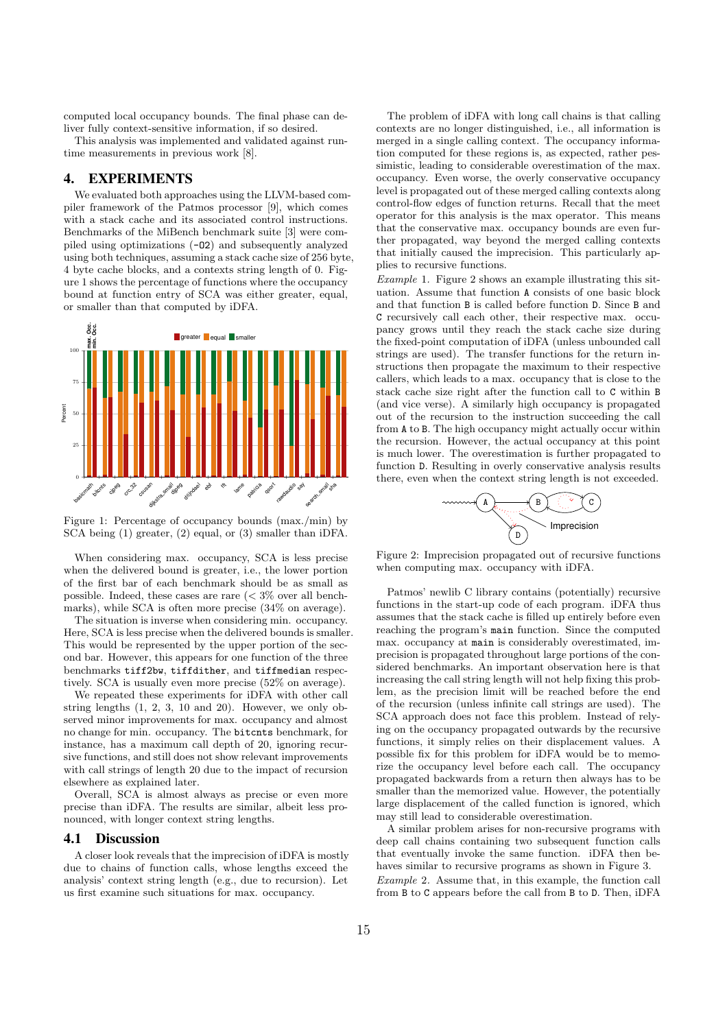computed local occupancy bounds. The final phase can deliver fully context-sensitive information, if so desired.

This analysis was implemented and validated against runtime measurements in previous work [8].

## 4. EXPERIMENTS

We evaluated both approaches using the LLVM-based compiler framework of the Patmos processor [9], which comes with a stack cache and its associated control instructions. Benchmarks of the MiBench benchmark suite [3] were compiled using optimizations (`-O2`) and subsequently analyzed using both techniques, assuming a stack cache size of 256 byte, 4 byte cache blocks, and a contexts string length of 0. Figure 1 shows the percentage of functions where the occupancy bound at function entry of SCA was either greater, equal, or smaller than that computed by iDFA.

Figure 1: Percentage of occupancy bounds (max./min) by SCA being (1) greater, (2) equal, or (3) smaller than iDFA.

When considering max. occupancy, SCA is less precise when the delivered bound is greater, i.e., the lower portion of the first bar of each benchmark should be as small as possible. Indeed, these cases are rare (< 3% over all benchmarks), while SCA is often more precise (34% on average).

The situation is inverse when considering min. occupancy. Here, SCA is less precise when the delivered bounds is smaller. This would be represented by the upper portion of the second bar. However, this appears for one function of the three benchmarks `tiff2bw`, `tiffdither`, and `tiffmedian` respectively. SCA is usually even more precise (52% on average).

We repeated these experiments for iDFA with other call string lengths (1, 2, 3, 10 and 20). However, we only observed minor improvements for max. occupancy and almost no change for min. occupancy. The `bitcnts` benchmark, for instance, has a maximum call depth of 20, ignoring recursive functions, and still does not show relevant improvements with call strings of length 20 due to the impact of recursion elsewhere as explained later.

Overall, SCA is almost always as precise or even more precise than iDFA. The results are similar, albeit less pronounced, with longer context string lengths.

### 4.1 Discussion

A closer look reveals that the imprecision of iDFA is mostly due to chains of function calls, whose lengths exceed the analysis' context string length (e.g., due to recursion). Let us first examine such situations for max. occupancy.

The problem of iDFA with long call chains is that calling contexts are no longer distinguished, i.e., all information is merged in a single calling context. The occupancy information computed for these regions is, as expected, rather pessimistic, leading to considerable overestimation of the max. occupancy. Even worse, the overly conservative occupancy level is propagated out of these merged calling contexts along control-flow edges of function returns. Recall that the meet operator for this analysis is the max operator. This means that the conservative max. occupancy bounds are even further propagated, way beyond the merged calling contexts that initially caused the imprecision. This particularly applies to recursive functions.

*Example* 1. Figure 2 shows an example illustrating this situation. Assume that function `A` consists of one basic block and that function `B` is called before function `D`. Since `B` and `C` recursively call each other, their respective max. occupancy grows until they reach the stack cache size during the fixed-point computation of iDFA (unless unbounded call strings are used). The transfer functions for the return instructions then propagate the maximum to their respective callers, which leads to a max. occupancy that is close to the stack cache size right after the function call to `C` within `B` (and vice versa). A similarly high occupancy is propagated out of the recursion to the instruction succeeding the call from `A` to `B`. The high occupancy might actually occur within the recursion. However, the actual occupancy at this point is much lower. The overestimation is further propagated to function `D`. Resulting in overly conservative analysis results there, even when the context string length is not exceeded.

Figure 2: Imprecision propagated out of recursive functions when computing max. occupancy with iDFA.

Patmos' newlib C library contains (potentially) recursive functions in the start-up code of each program. iDFA thus assumes that the stack cache is filled up entirely before even reaching the program's `main` function. Since the computed max. occupancy at `main` is considerably overestimated, imprecision is propagated throughout large portions of the considered benchmarks. An important observation here is that increasing the call string length will not help fixing this problem, as the precision limit will be reached before the end of the recursion (unless infinite call strings are used). The SCA approach does not face this problem. Instead of relying on the occupancy propagated outwards by the recursive functions, it simply relies on their displacement values. A possible fix for this problem for iDFA would be to memorize the occupancy level before each call. The occupancy propagated backwards from a return then always has to be smaller than the memorized value. However, the potentially large displacement of the called function is ignored, which may still lead to considerable overestimation.

A similar problem arises for non-recursive programs with deep call chains containing two subsequent function calls that eventually invoke the same function. iDFA then behaves similar to recursive programs as shown in Figure 3.

*Example* 2. Assume that, in this example, the function call from `B` to `C` appears before the call from `B` to `D`. Then, iDFA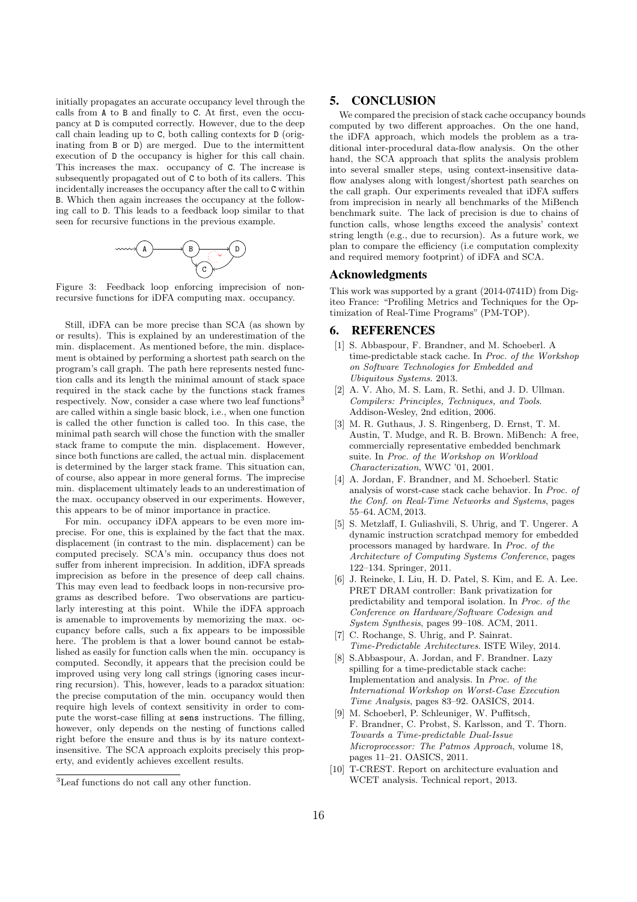initially propagates an accurate occupancy level through the calls from A to B and finally to C. At first, even the occupancy at D is computed correctly. However, due to the deep call chain leading up to C, both calling contexts for D (originating from B or D) are merged. Due to the intermittent execution of D the occupancy is higher for this call chain. This increases the max. occupancy of C. The increase is subsequently propagated out of C to both of its callers. This incidentally increases the occupancy after the call to C within B. Which then again increases the occupancy at the following call to D. This leads to a feedback loop similar to that seen for recursive functions in the previous example.

A

B

D

C

Figure 3: Feedback loop enforcing imprecision of non-recursive functions for iDFA computing max. occupancy.

Still, iDFA can be more precise than SCA (as shown by or results). This is explained by an underestimation of the min. displacement. As mentioned before, the min. displacement is obtained by performing a shortest path search on the program's call graph. The path here represents nested function calls and its length the minimal amount of stack space required in the stack cache by the functions stack frames respectively. Now, consider a case where two leaf functions[3] are called within a single basic block, i.e., when one function is called the other function is called too. In this case, the minimal path search will chose the function with the smaller stack frame to compute the min. displacement. However, since both functions are called, the actual min. displacement is determined by the larger stack frame. This situation can, of course, also appear in more general forms. The imprecise min. displacement ultimately leads to an underestimation of the max. occupancy observed in our experiments. However, this appears to be of minor importance in practice.

For min. occupancy iDFA appears to be even more imprecise. For one, this is explained by the fact that the max. displacement (in contrast to the min. displacement) can be computed precisely. SCA's min. occupancy thus does not suffer from inherent imprecision. In addition, iDFA spreads imprecision as before in the presence of deep call chains. This may even lead to feedback loops in non-recursive programs as described before. Two observations are particularly interesting at this point. While the iDFA approach is amenable to improvements by memorizing the max. occupancy before calls, such a fix appears to be impossible here. The problem is that a lower bound cannot be established as easily for function calls when the min. occupancy is computed. Secondly, it appears that the precision could be improved using very long call strings (ignoring cases incurring recursion). This, however, leads to a paradox situation: the precise computation of the min. occupancy would then require high levels of context sensitivity in order to compute the worst-case filling at sens instructions. The filling, however, only depends on the nesting of functions called right before the ensure and thus is by its nature context-insensitive. The SCA approach exploits precisely this property, and evidently achieves excellent results.

[3] Leaf functions do not call any other function.

## 5. CONCLUSION

We compared the precision of stack cache occupancy bounds computed by two different approaches. On the one hand, the iDFA approach, which models the problem as a traditional inter-procedural data-flow analysis. On the other hand, the SCA approach that splits the analysis problem into several smaller steps, using context-insensitive data-flow analyses along with longest/shortest path searches on the call graph. Our experiments revealed that iDFA suffers from imprecision in nearly all benchmarks of the MiBench benchmark suite. The lack of precision is due to chains of function calls, whose lengths exceed the analysis' context string length (e.g., due to recursion). As a future work, we plan to compare the efficiency (i.e computation complexity and required memory footprint) of iDFA and SCA.

### Acknowledgments

This work was supported by a grant (2014-0741D) from Digiteo France: "Profiling Metrics and Techniques for the Optimization of Real-Time Programs" (PM-TOP).

## 6. REFERENCES

[1] S. Abbaspour, F. Brandner, and M. Schoeberl. A time-predictable stack cache. In *Proc. of the Workshop on Software Technologies for Embedded and Ubiquitous Systems*. 2013.

[2] A. V. Aho, M. S. Lam, R. Sethi, and J. D. Ullman. *Compilers: Principles, Techniques, and Tools*. Addison-Wesley, 2nd edition, 2006.

[3] M. R. Guthaus, J. S. Ringenberg, D. Ernst, T. M. Austin, T. Mudge, and R. B. Brown. MiBench: A free, commercially representative embedded benchmark suite. In *Proc. of the Workshop on Workload Characterization*, WWC '01, 2001.

[4] A. Jordan, F. Brandner, and M. Schoeberl. Static analysis of worst-case stack cache behavior. In *Proc. of the Conf. on Real-Time Networks and Systems*, pages 55–64. ACM, 2013.

[5] S. Metzlaff, I. Guliashvili, S. Uhrig, and T. Ungerer. A dynamic instruction scratchpad memory for embedded processors managed by hardware. In *Proc. of the Architecture of Computing Systems Conference*, pages 122–134. Springer, 2011.

[6] J. Reineke, I. Liu, H. D. Patel, S. Kim, and E. A. Lee. PRET DRAM controller: Bank privatization for predictability and temporal isolation. In *Proc. of the Conference on Hardware/Software Codesign and System Synthesis*, pages 99–108. ACM, 2011.

[7] C. Rochange, S. Uhrig, and P. Sainrat. *Time-Predictable Architectures*. ISTE Wiley, 2014.

[8] S.Abbaspour, A. Jordan, and F. Brandner. Lazy spilling for a time-predictable stack cache: Implementation and analysis. In *Proc. of the International Workshop on Worst-Case Execution Time Analysis*, pages 83–92. OASICS, 2014.

[9] M. Schoeberl, P. Schleuniger, W. Puffitsch, F. Brandner, C. Probst, S. Karlsson, and T. Thorn. *Towards a Time-predictable Dual-Issue Microprocessor: The Patmos Approach*, volume 18, pages 11–21. OASICS, 2011.

[10] T-CREST. Report on architecture evaluation and WCET analysis. Technical report, 2013.